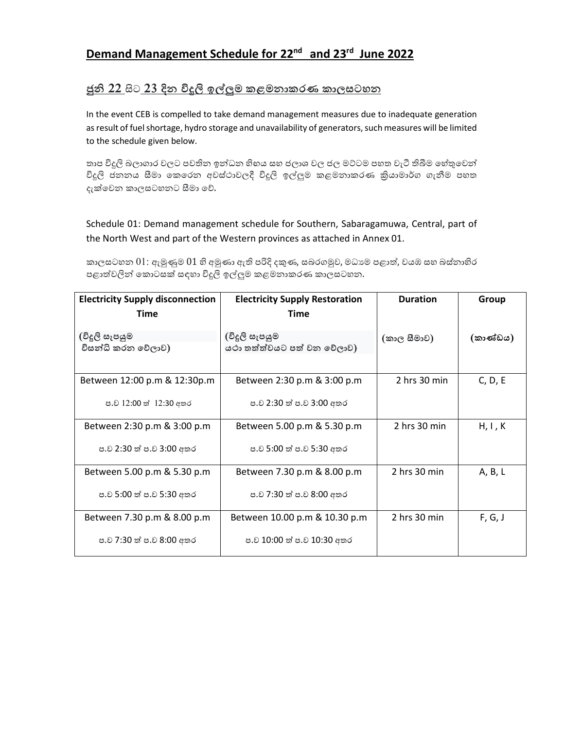## Demand Management Schedule for 22nd and 23rd June 2022

## ජුනි 22 සිට 23 දින විදුලි ඉල්ලුම කළමනාකරණ කාලසටහන

In the event CEB is compelled to take demand management measures due to inadequate generation as result of fuel shortage, hydro storage and unavailability of generators, such measures will be limited to the schedule given below.

තාප විදුලි බලාගාර වලට පවතින ඉන්ධන හිඟය සහ ජලාශ වල ජල මට්ටම පහත වැටී තිබීම හේතුවෙන් විදුලි ජනනය සීමා කෙරෙන අවස්ථාවලදී විදුලි ඉල්ලුම කළමනාකරණ ක්‍රියාමාර්ග ගැනීම පහත දැක්වෙන කාලසටහනට සීමා වේ.

Schedule 01: Demand management schedule for Southern, Sabaragamuwa, Central, part of the North West and part of the Western provinces as attached in Annex 01.

කාලසටහන 01: ඇමුණුම 01 හි අමුණා ඇති පරිදි දකුණ, සබරගමුව, මධ්‍යම පළාත්, වයඹ සහ බස්නාහිර පළාත්වලින් කොටසක් සඳහා විදුලි ඉල්ලුම කළමනාකරණ කාලසටහන.

| Electricity Supply disconnection Time (විදුලි සැපයුම විසන්ධි කරන වේලාව) | Electricity Supply Restoration Time (විදුලි සැපයුම යථා තත්ත්වයට පත් වන වේලාව) | Duration (කාල සීමාව) | Group (කාණ්ඩය) |
|---|---|---|---|
| Between 12:00 p.m & 12:30p.m<br>ප.ව 12:00 ත් 12:30 අතර | Between 2:30 p.m & 3:00 p.m<br>ප.ව 2:30 ත් ප.ව 3:00 අතර | 2 hrs 30 min | C, D, E |
| Between 2:30 p.m & 3:00 p.m<br>ප.ව 2:30 ත් ප.ව 3:00 අතර | Between 5.00 p.m & 5.30 p.m<br>ප.ව 5:00 ත් ප.ව 5:30 අතර | 2 hrs 30 min | H, I , K |
| Between 5.00 p.m & 5.30 p.m<br>ප.ව 5:00 ත් ප.ව 5:30 අතර | Between 7.30 p.m & 8.00 p.m<br>ප.ව 7:30 ත් ප.ව 8:00 අතර | 2 hrs 30 min | A, B, L |
| Between 7.30 p.m & 8.00 p.m<br>ප.ව 7:30 ත් ප.ව 8:00 අතර | Between 10.00 p.m & 10.30 p.m<br>ප.ව 10:00 ත් ප.ව 10:30 අතර | 2 hrs 30 min | F, G, J |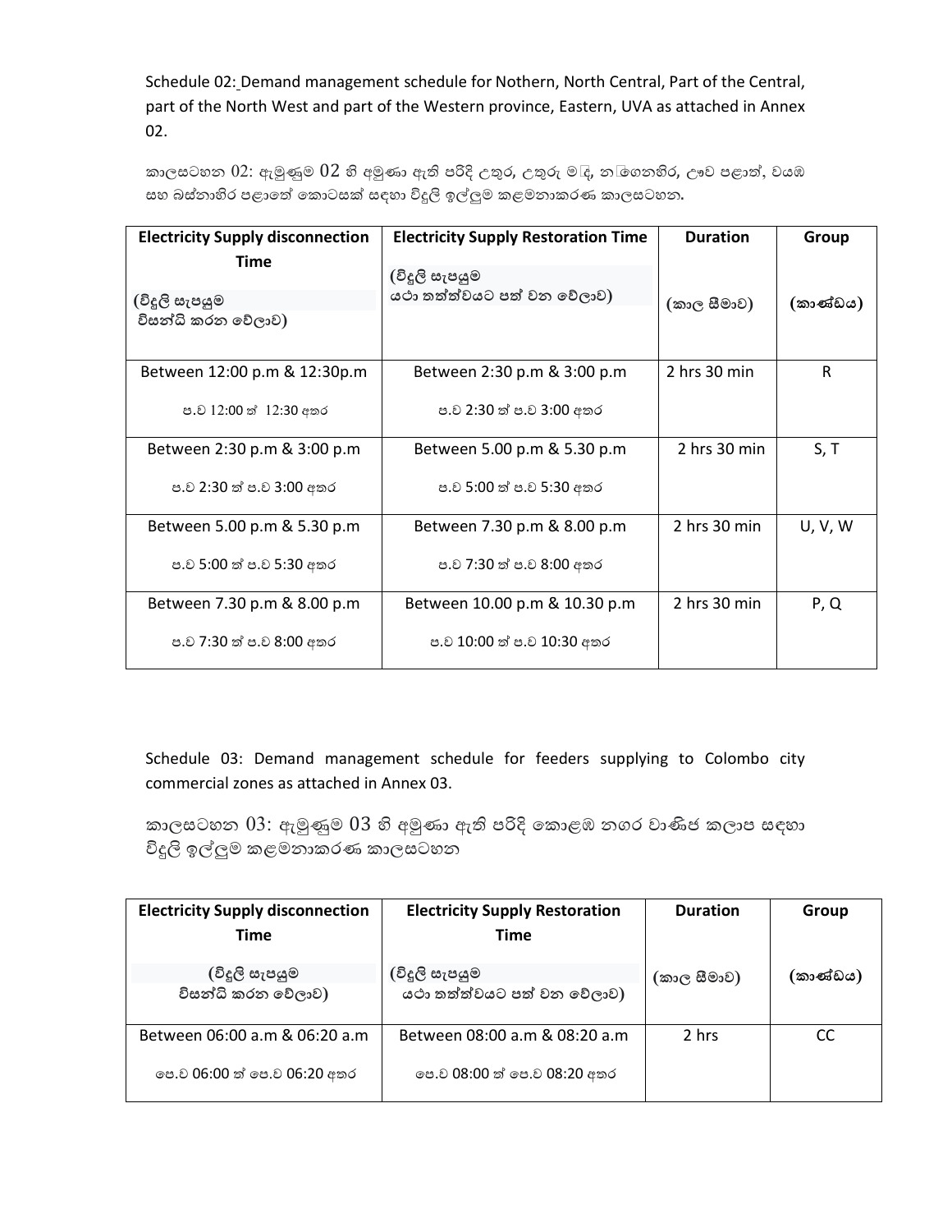Schedule 02: Demand management schedule for Nothern, North Central, Part of the Central, part of the North West and part of the Western province, Eastern, UVA as attached in Annex 02.

කාලසටහන 02: ඇමුණුම 02 හි අමුණා ඇති පරිදි උතුර, උතුරු මැද, නැගෙනහිර, ඌව පළාත්, වයඹ සහ බස්නාහිර පළාතේ කොටසක් සඳහා විදුලි ඉල්ලුම කළමනාකරණ කාලසටහන.

| Electricity Supply disconnection Time (විදුලි සැපයුම විසන්ධි කරන වේලාව) | Electricity Supply Restoration Time (විදුලි සැපයුම යථා තත්ත්වයට පත් වන වේලාව) | Duration (කාල සීමාව) | Group (කාණ්ඩය) |
|---|---|---|---|
| Between 12:00 p.m & 12:30p.m<br>ප.ව 12:00 ත් 12:30 අතර | Between 2:30 p.m & 3:00 p.m<br>ප.ව 2:30 ත් ප.ව 3:00 අතර | 2 hrs 30 min | R |
| Between 2:30 p.m & 3:00 p.m<br>ප.ව 2:30 ත් ප.ව 3:00 අතර | Between 5.00 p.m & 5.30 p.m<br>ප.ව 5:00 ත් ප.ව 5:30 අතර | 2 hrs 30 min | S, T |
| Between 5.00 p.m & 5.30 p.m<br>ප.ව 5:00 ත් ප.ව 5:30 අතර | Between 7.30 p.m & 8.00 p.m<br>ප.ව 7:30 ත් ප.ව 8:00 අතර | 2 hrs 30 min | U, V, W |
| Between 7.30 p.m & 8.00 p.m<br>ප.ව 7:30 ත් ප.ව 8:00 අතර | Between 10.00 p.m & 10.30 p.m<br>ප.ව 10:00 ත් ප.ව 10:30 අතර | 2 hrs 30 min | P, Q |

Schedule 03: Demand management schedule for feeders supplying to Colombo city commercial zones as attached in Annex 03.

කාලසටහන 03: ඇමුණුම 03 හි අමුණා ඇති පරිදි කොළඹ නගර වාණිජ කලාප සඳහා විදුලි ඉල්ලුම කළමනාකරණ කාලසටහන

| Electricity Supply disconnection Time (විදුලි සැපයුම විසන්ධි කරන වේලාව) | Electricity Supply Restoration Time (විදුලි සැපයුම යථා තත්ත්වයට පත් වන වේලාව) | Duration (කාල සීමාව) | Group (කාණ්ඩය) |
|---|---|---|---|
| Between 06:00 a.m & 06:20 a.m<br>පෙ.ව 06:00 ත් පෙ.ව 06:20 අතර | Between 08:00 a.m & 08:20 a.m<br>පෙ.ව 08:00 ත් පෙ.ව 08:20 අතර | 2 hrs | CC |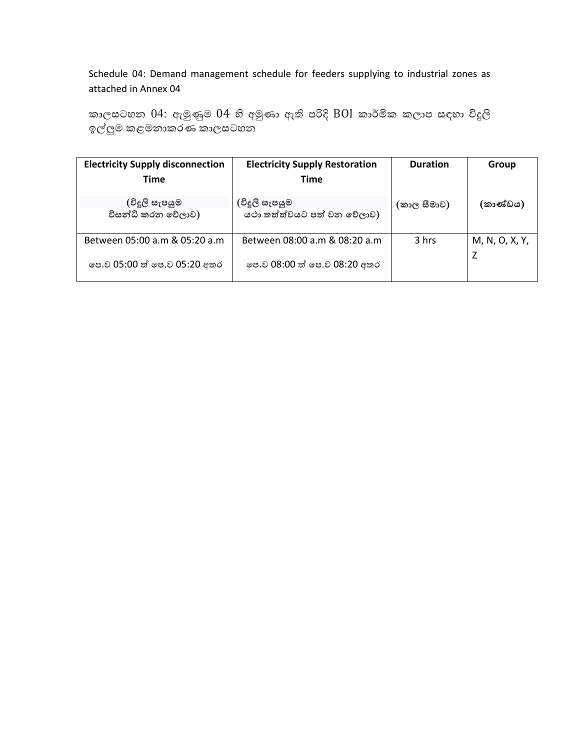Schedule 04: Demand management schedule for feeders supplying to industrial zones as attached in Annex 04

කාලසටහන 04: ඇමුණුම 04 හි අමුණා ඇති පරිදි BOI කාර්මික කලාප සඳහා විදුලි ඉල්ලුම කළමනාකරණ කාලසටහන

| **Electricity Supply disconnection Time**<br>**(විදුලි සැපයුම විසන්ධි කරන වේලාව)** | **Electricity Supply Restoration Time**<br>**(විදුලි සැපයුම යථා තත්ත්වයට පත් වන වේලාව)** | **Duration**<br>**(කාල සීමාව)** | **Group**<br>**(කාණ්ඩය)** |
|---|---|---|---|
| Between 05:00 a.m & 05:20 a.m<br>පෙ.ව 05:00 ත් පෙ.ව 05:20 අතර | Between 08:00 a.m & 08:20 a.m<br>පෙ.ව 08:00 ත් පෙ.ව 08:20 අතර | 3 hrs | M, N, O, X, Y, Z |